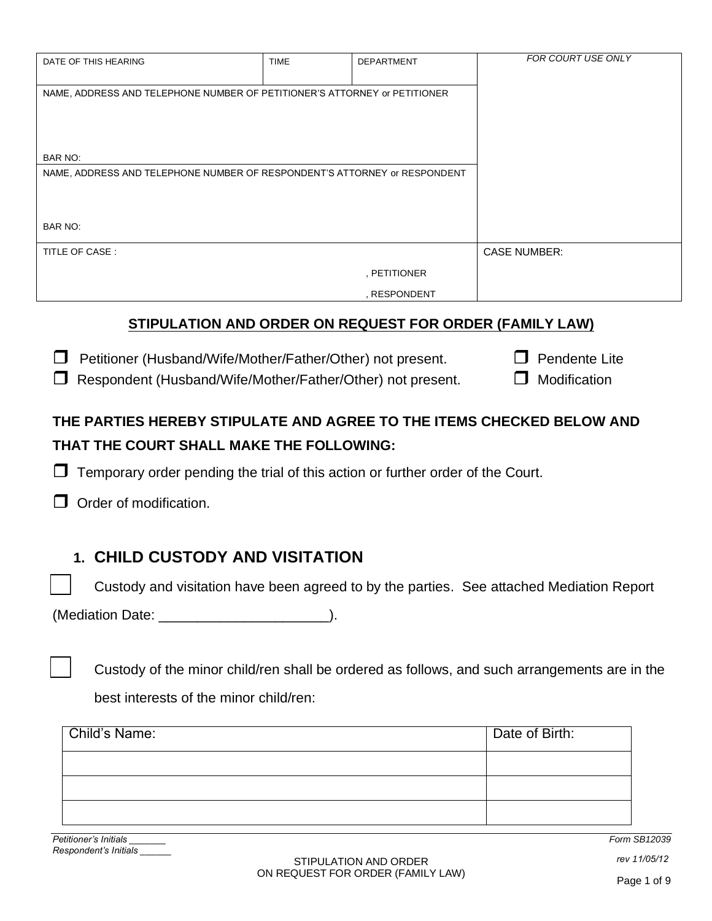| DATE OF THIS HEARING | TIME | DEPARTMENT | *FOR COURT USE ONLY* |
|---|---|---|---|
| NAME, ADDRESS AND TELEPHONE NUMBER OF PETITIONER'S ATTORNEY or PETITIONER<br><br>BAR NO: | | | |
| NAME, ADDRESS AND TELEPHONE NUMBER OF RESPONDENT'S ATTORNEY or RESPONDENT<br><br>BAR NO: | | | |
| TITLE OF CASE :<br>, PETITIONER<br>, RESPONDENT | | | CASE NUMBER: |

## STIPULATION AND ORDER ON REQUEST FOR ORDER (FAMILY LAW)

☐ Petitioner (Husband/Wife/Mother/Father/Other) not present. ☐ Pendente Lite

☐ Respondent (Husband/Wife/Mother/Father/Other) not present. ☐ Modification

**THE PARTIES HEREBY STIPULATE AND AGREE TO THE ITEMS CHECKED BELOW AND THAT THE COURT SHALL MAKE THE FOLLOWING:**

☐ Temporary order pending the trial of this action or further order of the Court.

☐ Order of modification.

## 1. CHILD CUSTODY AND VISITATION

☐ Custody and visitation have been agreed to by the parties. See attached Mediation Report (Mediation Date: ______________________).

☐ Custody of the minor child/ren shall be ordered as follows, and such arrangements are in the best interests of the minor child/ren:

| Child's Name: | Date of Birth: |
|---|---|
| | |
| | |
| | |

*Petitioner's Initials _______*
*Respondent's Initials ______*

Form SB12039
rev 11/05/12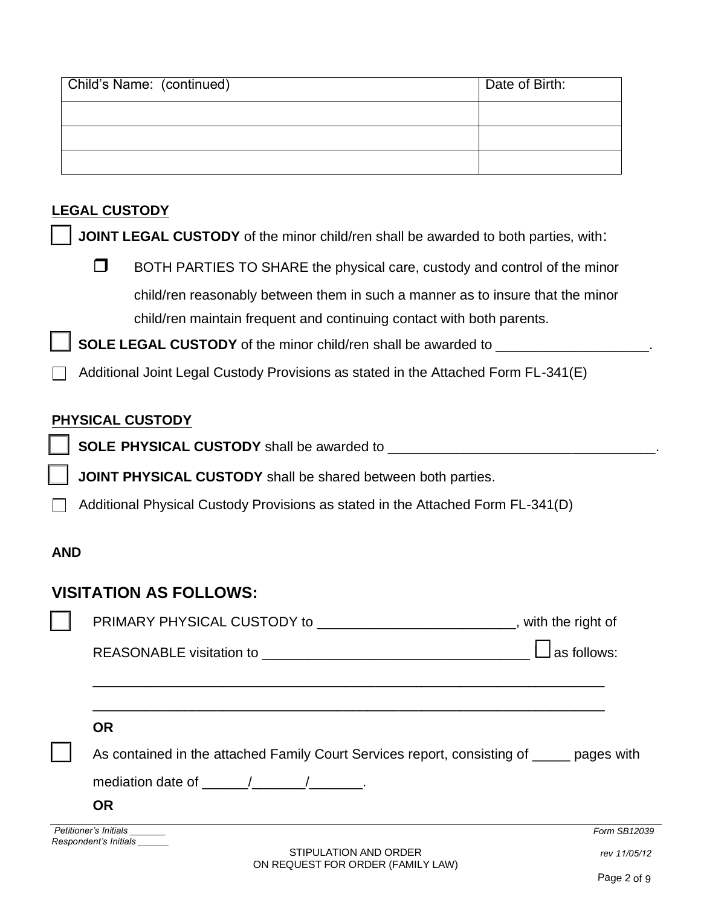| Child's Name: (continued) | Date of Birth: |
|---|---|
| | |
| | |
| | |

**LEGAL CUSTODY**

☐ **JOINT LEGAL CUSTODY** of the minor child/ren shall be awarded to both parties, with:

- ☐ BOTH PARTIES TO SHARE the physical care, custody and control of the minor child/ren reasonably between them in such a manner as to insure that the minor child/ren maintain frequent and continuing contact with both parents.

☐ **SOLE LEGAL CUSTODY** of the minor child/ren shall be awarded to ____________________.

☐ Additional Joint Legal Custody Provisions as stated in the Attached Form FL-341(E)

**PHYSICAL CUSTODY**

☐ **SOLE PHYSICAL CUSTODY** shall be awarded to ___________________________________.

☐ **JOINT PHYSICAL CUSTODY** shall be shared between both parties.

☐ Additional Physical Custody Provisions as stated in the Attached Form FL-341(D)

**AND**

## VISITATION AS FOLLOWS:

☐ PRIMARY PHYSICAL CUSTODY to _________________________, with the right of REASONABLE visitation to __________________________________ ☐ as follows:

_________________________________________________________________

_________________________________________________________________

**OR**

☐ As contained in the attached Family Court Services report, consisting of _____ pages with mediation date of ______/_______/_______.

**OR**

*Petitioner's Initials _______*
*Respondent's Initials ______*

STIPULATION AND ORDER ON REQUEST FOR ORDER (FAMILY LAW)

*Form SB12039*
*rev 11/05/12*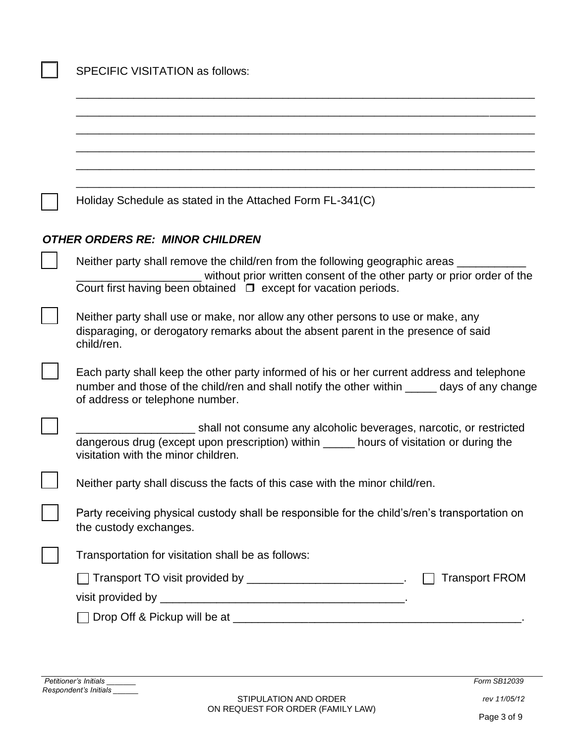☐ SPECIFIC VISITATION as follows:

\_\_\_\_\_\_\_\_\_\_\_\_\_\_\_\_\_\_\_\_\_\_\_\_\_\_\_\_\_\_\_\_\_\_\_\_\_\_\_\_\_\_\_\_\_\_\_\_\_\_\_\_\_\_\_\_\_\_\_\_\_\_\_\_\_\_\_\_\_\_\_\_

\_\_\_\_\_\_\_\_\_\_\_\_\_\_\_\_\_\_\_\_\_\_\_\_\_\_\_\_\_\_\_\_\_\_\_\_\_\_\_\_\_\_\_\_\_\_\_\_\_\_\_\_\_\_\_\_\_\_\_\_\_\_\_\_\_\_\_\_\_\_\_\_

\_\_\_\_\_\_\_\_\_\_\_\_\_\_\_\_\_\_\_\_\_\_\_\_\_\_\_\_\_\_\_\_\_\_\_\_\_\_\_\_\_\_\_\_\_\_\_\_\_\_\_\_\_\_\_\_\_\_\_\_\_\_\_\_\_\_\_\_\_\_\_\_

\_\_\_\_\_\_\_\_\_\_\_\_\_\_\_\_\_\_\_\_\_\_\_\_\_\_\_\_\_\_\_\_\_\_\_\_\_\_\_\_\_\_\_\_\_\_\_\_\_\_\_\_\_\_\_\_\_\_\_\_\_\_\_\_\_\_\_\_\_\_\_\_

\_\_\_\_\_\_\_\_\_\_\_\_\_\_\_\_\_\_\_\_\_\_\_\_\_\_\_\_\_\_\_\_\_\_\_\_\_\_\_\_\_\_\_\_\_\_\_\_\_\_\_\_\_\_\_\_\_\_\_\_\_\_\_\_\_\_\_\_\_\_\_\_

\_\_\_\_\_\_\_\_\_\_\_\_\_\_\_\_\_\_\_\_\_\_\_\_\_\_\_\_\_\_\_\_\_\_\_\_\_\_\_\_\_\_\_\_\_\_\_\_\_\_\_\_\_\_\_\_\_\_\_\_\_\_\_\_\_\_\_\_\_\_\_\_

☐ Holiday Schedule as stated in the Attached Form FL-341(C)

### *OTHER ORDERS RE: MINOR CHILDREN*

☐ Neither party shall remove the child/ren from the following geographic areas \_\_\_\_\_\_\_\_\_\_\_ \_\_\_\_\_\_\_\_\_\_\_\_\_\_\_\_\_\_\_ without prior written consent of the other party or prior order of the Court first having been obtained ☐ except for vacation periods.

☐ Neither party shall use or make, nor allow any other persons to use or make, any disparaging, or derogatory remarks about the absent parent in the presence of said child/ren.

☐ Each party shall keep the other party informed of his or her current address and telephone number and those of the child/ren and shall notify the other within \_\_\_\_\_ days of any change of address or telephone number.

☐ \_\_\_\_\_\_\_\_\_\_\_\_\_\_\_\_\_\_\_ shall not consume any alcoholic beverages, narcotic, or restricted dangerous drug (except upon prescription) within \_\_\_\_\_ hours of visitation or during the visitation with the minor children.

☐ Neither party shall discuss the facts of this case with the minor child/ren.

☐ Party receiving physical custody shall be responsible for the child's/ren's transportation on the custody exchanges.

☐ Transportation for visitation shall be as follows:

☐ Transport TO visit provided by \_\_\_\_\_\_\_\_\_\_\_\_\_\_\_\_\_\_\_\_\_\_\_\_\_. ☐ Transport FROM visit provided by \_\_\_\_\_\_\_\_\_\_\_\_\_\_\_\_\_\_\_\_\_\_\_\_\_\_\_\_\_\_\_\_\_\_\_\_\_\_\_.

☐ Drop Off & Pickup will be at \_\_\_\_\_\_\_\_\_\_\_\_\_\_\_\_\_\_\_\_\_\_\_\_\_\_\_\_\_\_\_\_\_\_\_\_\_\_\_\_\_\_\_\_\_\_\_.

*Petitioner's Initials \_\_\_\_\_\_*
*Respondent's Initials \_\_\_\_\_\_*

STIPULATION AND ORDER
ON REQUEST FOR ORDER (FAMILY LAW)

*Form SB12039*
*rev 11/05/12*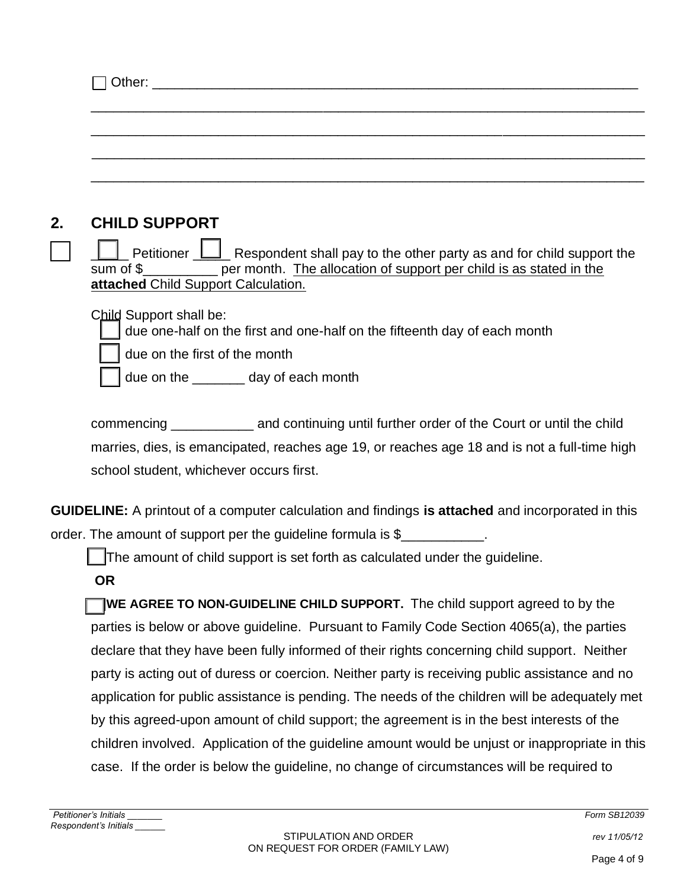☐ Other: ______________________________________________________________

______________________________________________________________________

______________________________________________________________________

______________________________________________________________________

______________________________________________________________________

## 2. CHILD SUPPORT

☐ ☐ Petitioner ☐ Respondent shall pay to the other party as and for child support the sum of $__________ per month. The allocation of support per child is as stated in the **attached** Child Support Calculation.

Child Support shall be:

☐ due one-half on the first and one-half on the fifteenth day of each month

☐ due on the first of the month

☐ due on the _______ day of each month

commencing ___________ and continuing until further order of the Court or until the child marries, dies, is emancipated, reaches age 19, or reaches age 18 and is not a full-time high school student, whichever occurs first.

**GUIDELINE:** A printout of a computer calculation and findings **is attached** and incorporated in this order. The amount of support per the guideline formula is $___________.

☐ The amount of child support is set forth as calculated under the guideline.

**OR**

☐ **WE AGREE TO NON-GUIDELINE CHILD SUPPORT.** The child support agreed to by the parties is below or above guideline. Pursuant to Family Code Section 4065(a), the parties declare that they have been fully informed of their rights concerning child support. Neither party is acting out of duress or coercion. Neither party is receiving public assistance and no application for public assistance is pending. The needs of the children will be adequately met by this agreed-upon amount of child support; the agreement is in the best interests of the children involved. Application of the guideline amount would be unjust or inappropriate in this case. If the order is below the guideline, no change of circumstances will be required to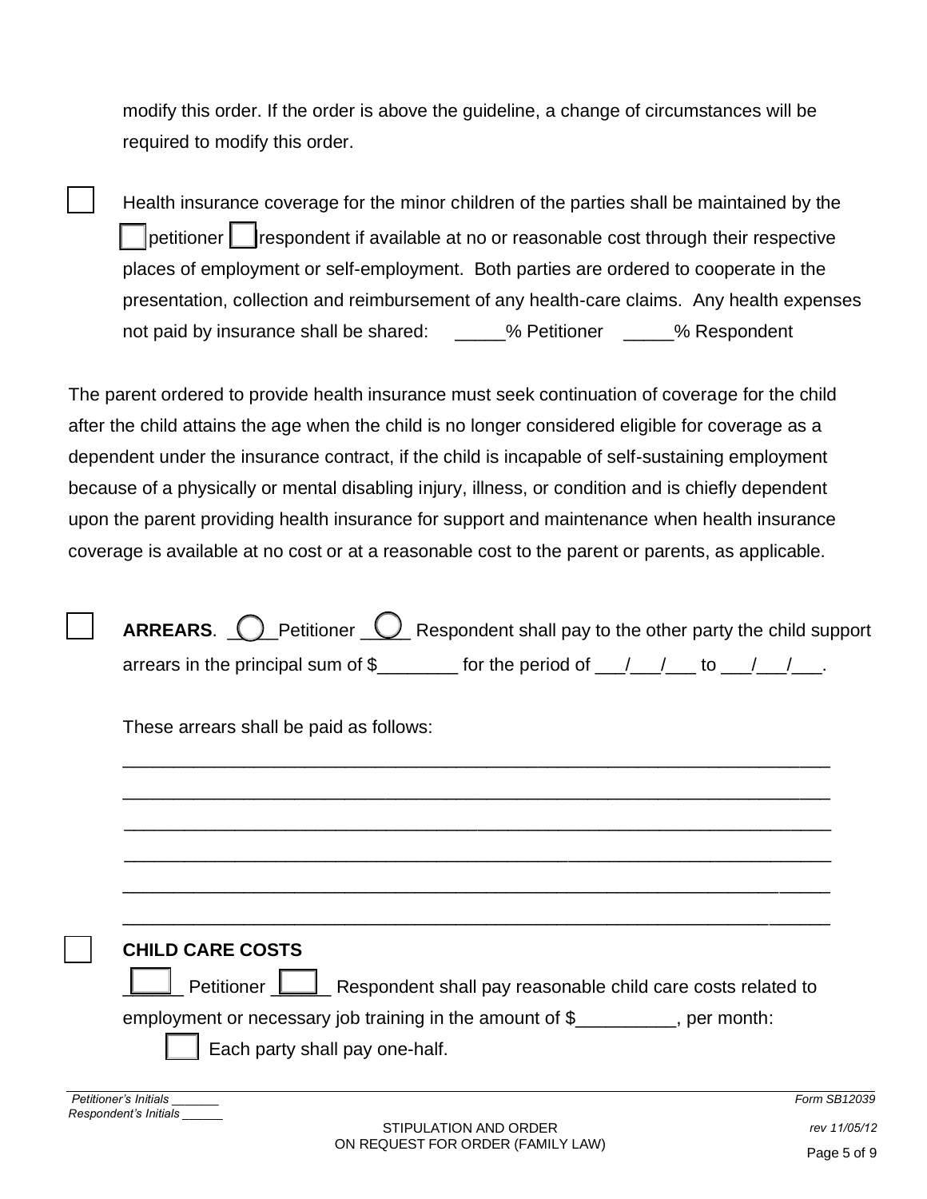modify this order. If the order is above the guideline, a change of circumstances will be required to modify this order.

☐ Health insurance coverage for the minor children of the parties shall be maintained by the ☐ petitioner ☐ respondent if available at no or reasonable cost through their respective places of employment or self-employment. Both parties are ordered to cooperate in the presentation, collection and reimbursement of any health-care claims. Any health expenses not paid by insurance shall be shared: _____% Petitioner _____% Respondent

The parent ordered to provide health insurance must seek continuation of coverage for the child after the child attains the age when the child is no longer considered eligible for coverage as a dependent under the insurance contract, if the child is incapable of self-sustaining employment because of a physically or mental disabling injury, illness, or condition and is chiefly dependent upon the parent providing health insurance for support and maintenance when health insurance coverage is available at no cost or at a reasonable cost to the parent or parents, as applicable.

☐ **ARREARS**. ◯ Petitioner ◯ Respondent shall pay to the other party the child support arrears in the principal sum of $________ for the period of ___/___/___ to ___/___/___.

These arrears shall be paid as follows:

_______________________________________________________________________

_______________________________________________________________________

_______________________________________________________________________

_______________________________________________________________________

_______________________________________________________________________

_______________________________________________________________________

☐ **CHILD CARE COSTS**

☐ Petitioner ☐ Respondent shall pay reasonable child care costs related to employment or necessary job training in the amount of $__________, per month:

☐ Each party shall pay one-half.

Petitioner's Initials _______
Respondent's Initials ______

Form SB12039
rev 11/05/12

STIPULATION AND ORDER
ON REQUEST FOR ORDER (FAMILY LAW)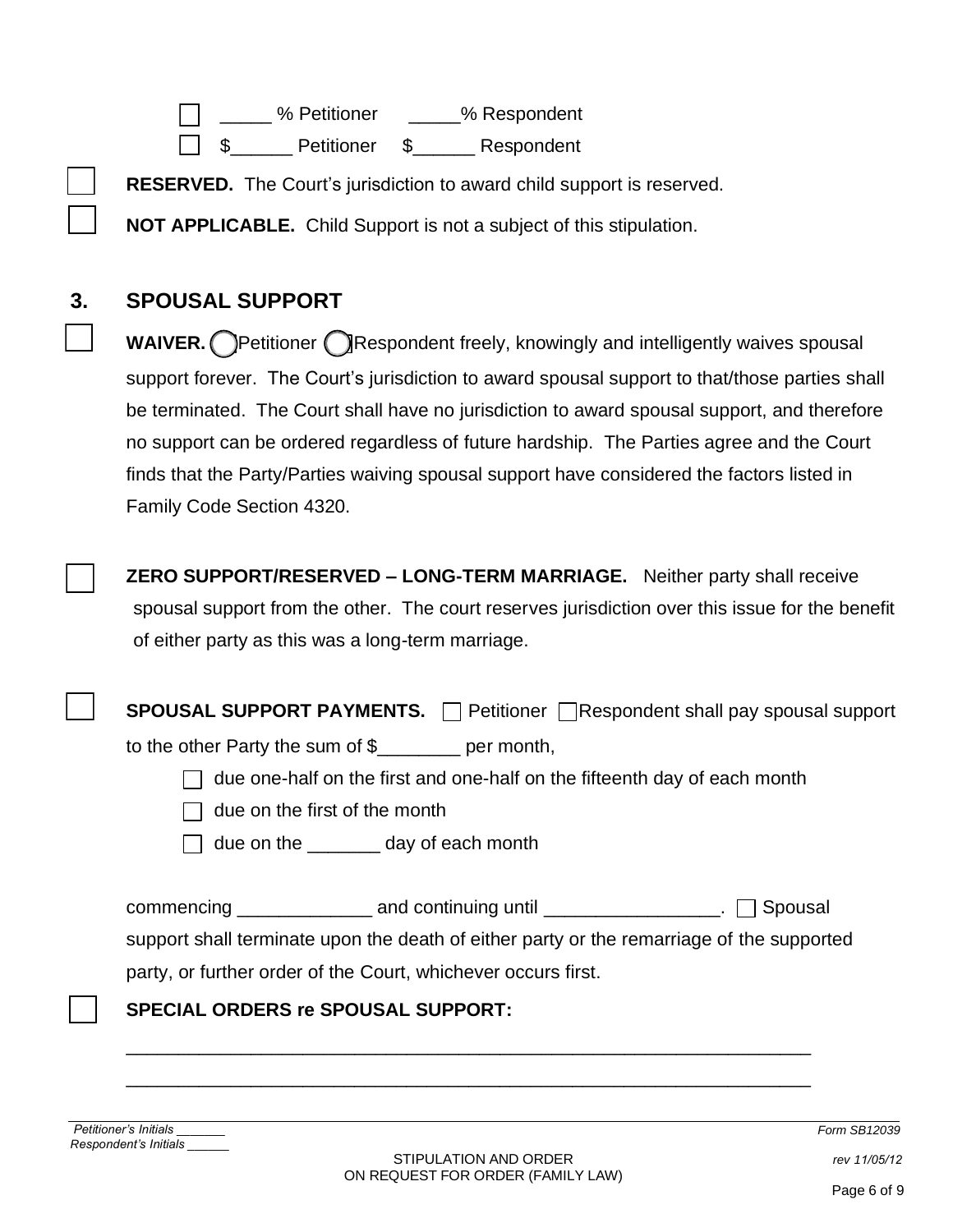☐ _____ % Petitioner _____% Respondent

☐ $______ Petitioner $______ Respondent

☐ **RESERVED.** The Court's jurisdiction to award child support is reserved.

☐ **NOT APPLICABLE.** Child Support is not a subject of this stipulation.

## 3. SPOUSAL SUPPORT

☐ **WAIVER.** ◯ Petitioner ◯ Respondent freely, knowingly and intelligently waives spousal support forever. The Court's jurisdiction to award spousal support to that/those parties shall be terminated. The Court shall have no jurisdiction to award spousal support, and therefore no support can be ordered regardless of future hardship. The Parties agree and the Court finds that the Party/Parties waiving spousal support have considered the factors listed in Family Code Section 4320.

☐ **ZERO SUPPORT/RESERVED – LONG-TERM MARRIAGE.** Neither party shall receive spousal support from the other. The court reserves jurisdiction over this issue for the benefit of either party as this was a long-term marriage.

☐ **SPOUSAL SUPPORT PAYMENTS.** ☐ Petitioner ☐ Respondent shall pay spousal support to the other Party the sum of $________ per month,

☐ due one-half on the first and one-half on the fifteenth day of each month

☐ due on the first of the month

☐ due on the _______ day of each month

commencing _____________ and continuing until _________________. ☐ Spousal support shall terminate upon the death of either party or the remarriage of the supported party, or further order of the Court, whichever occurs first.

☐ **SPECIAL ORDERS re SPOUSAL SUPPORT:**

_________________________________________________________________

_________________________________________________________________

Petitioner's Initials _______
Respondent's Initials ______

STIPULATION AND ORDER ON REQUEST FOR ORDER (FAMILY LAW)

Form SB12039 rev 11/05/12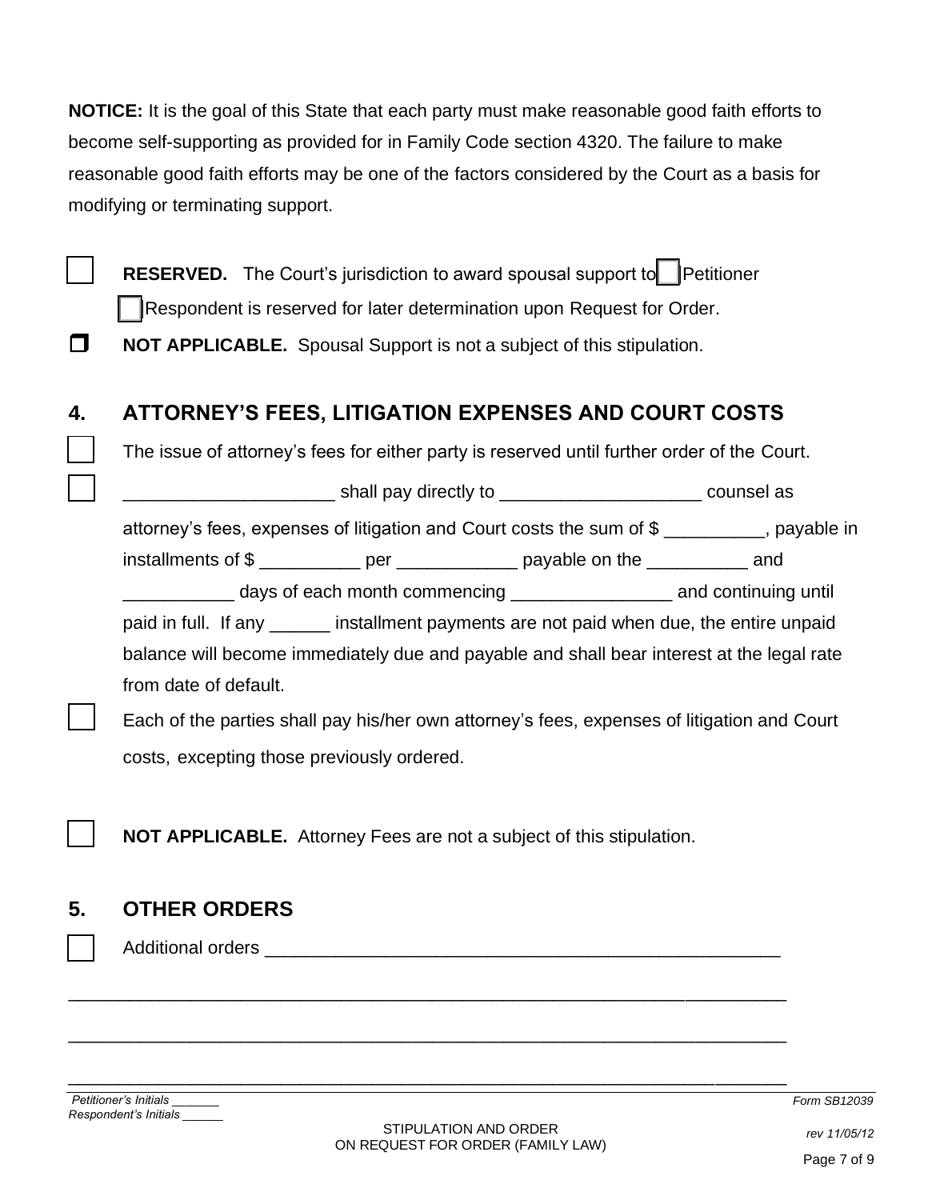**NOTICE:** It is the goal of this State that each party must make reasonable good faith efforts to become self-supporting as provided for in Family Code section 4320. The failure to make reasonable good faith efforts may be one of the factors considered by the Court as a basis for modifying or terminating support.

☐ **RESERVED.** The Court's jurisdiction to award spousal support to ☐ Petitioner ☐ Respondent is reserved for later determination upon Request for Order.

☐ **NOT APPLICABLE.** Spousal Support is not a subject of this stipulation.

## 4. ATTORNEY'S FEES, LITIGATION EXPENSES AND COURT COSTS

☐ The issue of attorney's fees for either party is reserved until further order of the Court.

☐ ____________________ shall pay directly to ___________________ counsel as attorney's fees, expenses of litigation and Court costs the sum of $ __________, payable in installments of $ __________ per ____________ payable on the __________ and ___________ days of each month commencing ________________ and continuing until paid in full. If any ______ installment payments are not paid when due, the entire unpaid balance will become immediately due and payable and shall bear interest at the legal rate from date of default.

☐ Each of the parties shall pay his/her own attorney's fees, expenses of litigation and Court costs, excepting those previously ordered.

☐ **NOT APPLICABLE.** Attorney Fees are not a subject of this stipulation.

## 5. OTHER ORDERS

☐ Additional orders ____________________________________________________

________________________________________________________________________

________________________________________________________________________

________________________________________________________________________

*Petitioner's Initials ______*
*Respondent's Initials ______*

STIPULATION AND ORDER
ON REQUEST FOR ORDER (FAMILY LAW)

*Form SB12039*
*rev 11/05/12*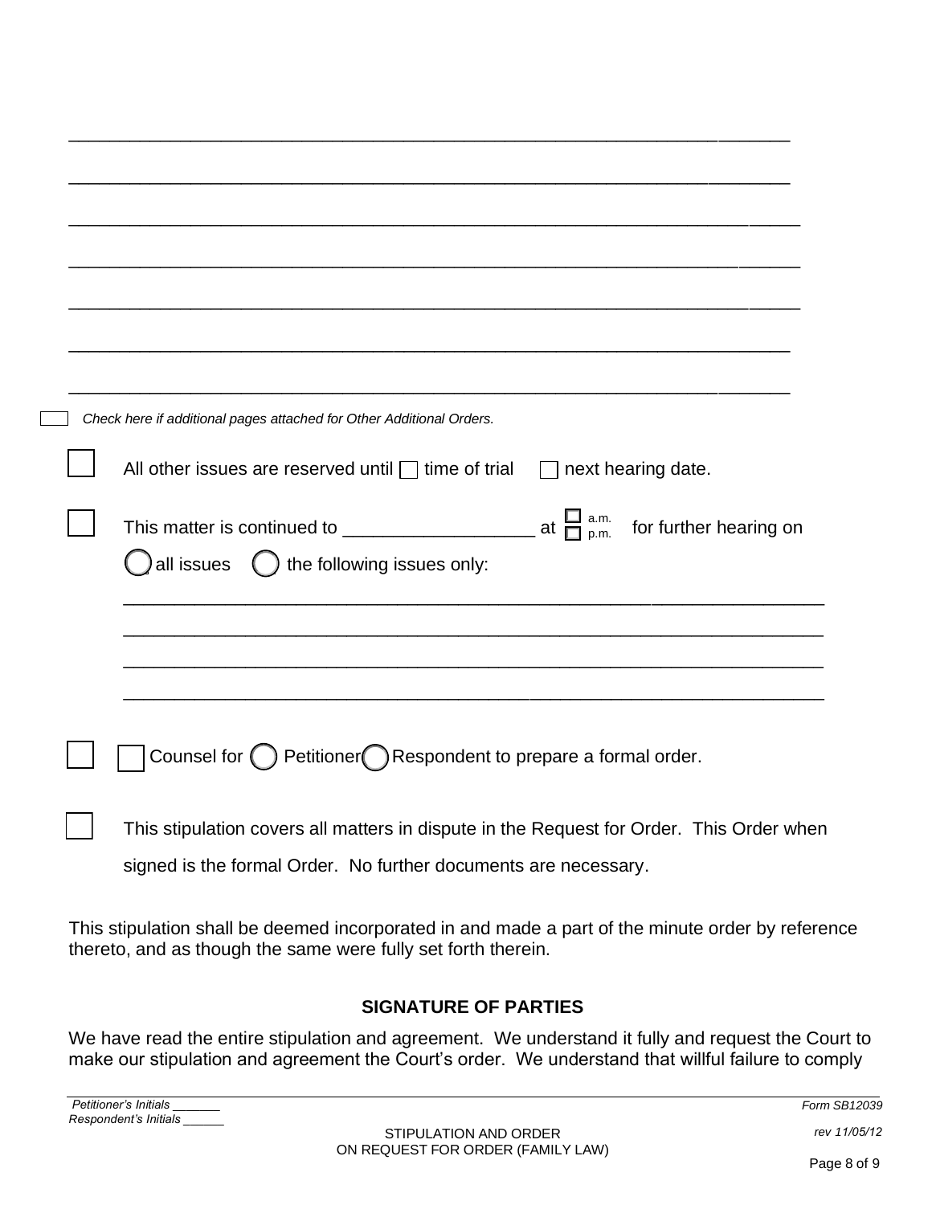\_\_\_\_\_\_\_\_\_\_\_\_\_\_\_\_\_\_\_\_\_\_\_\_\_\_\_\_\_\_\_\_\_\_\_\_\_\_\_\_\_\_\_\_\_\_\_\_\_\_\_\_\_\_\_\_\_\_\_\_\_\_\_\_\_\_\_\_\_\_

\_\_\_\_\_\_\_\_\_\_\_\_\_\_\_\_\_\_\_\_\_\_\_\_\_\_\_\_\_\_\_\_\_\_\_\_\_\_\_\_\_\_\_\_\_\_\_\_\_\_\_\_\_\_\_\_\_\_\_\_\_\_\_\_\_\_\_\_\_\_

\_\_\_\_\_\_\_\_\_\_\_\_\_\_\_\_\_\_\_\_\_\_\_\_\_\_\_\_\_\_\_\_\_\_\_\_\_\_\_\_\_\_\_\_\_\_\_\_\_\_\_\_\_\_\_\_\_\_\_\_\_\_\_\_\_\_\_\_\_\_

\_\_\_\_\_\_\_\_\_\_\_\_\_\_\_\_\_\_\_\_\_\_\_\_\_\_\_\_\_\_\_\_\_\_\_\_\_\_\_\_\_\_\_\_\_\_\_\_\_\_\_\_\_\_\_\_\_\_\_\_\_\_\_\_\_\_\_\_\_\_

\_\_\_\_\_\_\_\_\_\_\_\_\_\_\_\_\_\_\_\_\_\_\_\_\_\_\_\_\_\_\_\_\_\_\_\_\_\_\_\_\_\_\_\_\_\_\_\_\_\_\_\_\_\_\_\_\_\_\_\_\_\_\_\_\_\_\_\_\_\_

\_\_\_\_\_\_\_\_\_\_\_\_\_\_\_\_\_\_\_\_\_\_\_\_\_\_\_\_\_\_\_\_\_\_\_\_\_\_\_\_\_\_\_\_\_\_\_\_\_\_\_\_\_\_\_\_\_\_\_\_\_\_\_\_\_\_\_\_\_\_

\_\_\_\_\_\_\_\_\_\_\_\_\_\_\_\_\_\_\_\_\_\_\_\_\_\_\_\_\_\_\_\_\_\_\_\_\_\_\_\_\_\_\_\_\_\_\_\_\_\_\_\_\_\_\_\_\_\_\_\_\_\_\_\_\_\_\_\_\_\_

☐ *Check here if additional pages attached for Other Additional Orders.*

☐ All other issues are reserved until ☐ time of trial ☐ next hearing date.

☐ This matter is continued to \_\_\_\_\_\_\_\_\_\_\_\_\_\_\_\_\_\_ at ☐ a.m. ☐ p.m. for further hearing on
◯ all issues ◯ the following issues only:

\_\_\_\_\_\_\_\_\_\_\_\_\_\_\_\_\_\_\_\_\_\_\_\_\_\_\_\_\_\_\_\_\_\_\_\_\_\_\_\_\_\_\_\_\_\_\_\_\_\_\_\_\_\_\_\_\_\_\_\_\_\_\_\_\_\_\_

\_\_\_\_\_\_\_\_\_\_\_\_\_\_\_\_\_\_\_\_\_\_\_\_\_\_\_\_\_\_\_\_\_\_\_\_\_\_\_\_\_\_\_\_\_\_\_\_\_\_\_\_\_\_\_\_\_\_\_\_\_\_\_\_\_\_\_

\_\_\_\_\_\_\_\_\_\_\_\_\_\_\_\_\_\_\_\_\_\_\_\_\_\_\_\_\_\_\_\_\_\_\_\_\_\_\_\_\_\_\_\_\_\_\_\_\_\_\_\_\_\_\_\_\_\_\_\_\_\_\_\_\_\_\_

\_\_\_\_\_\_\_\_\_\_\_\_\_\_\_\_\_\_\_\_\_\_\_\_\_\_\_\_\_\_\_\_\_\_\_\_\_\_\_\_\_\_\_\_\_\_\_\_\_\_\_\_\_\_\_\_\_\_\_\_\_\_\_\_\_\_\_

☐ ☐ Counsel for ◯ Petitioner ◯ Respondent to prepare a formal order.

☐ This stipulation covers all matters in dispute in the Request for Order. This Order when signed is the formal Order. No further documents are necessary.

This stipulation shall be deemed incorporated in and made a part of the minute order by reference thereto, and as though the same were fully set forth therein.

## SIGNATURE OF PARTIES

We have read the entire stipulation and agreement. We understand it fully and request the Court to make our stipulation and agreement the Court's order. We understand that willful failure to comply

*Petitioner's Initials \_\_\_\_\_\_*
*Respondent's Initials \_\_\_\_\_\_*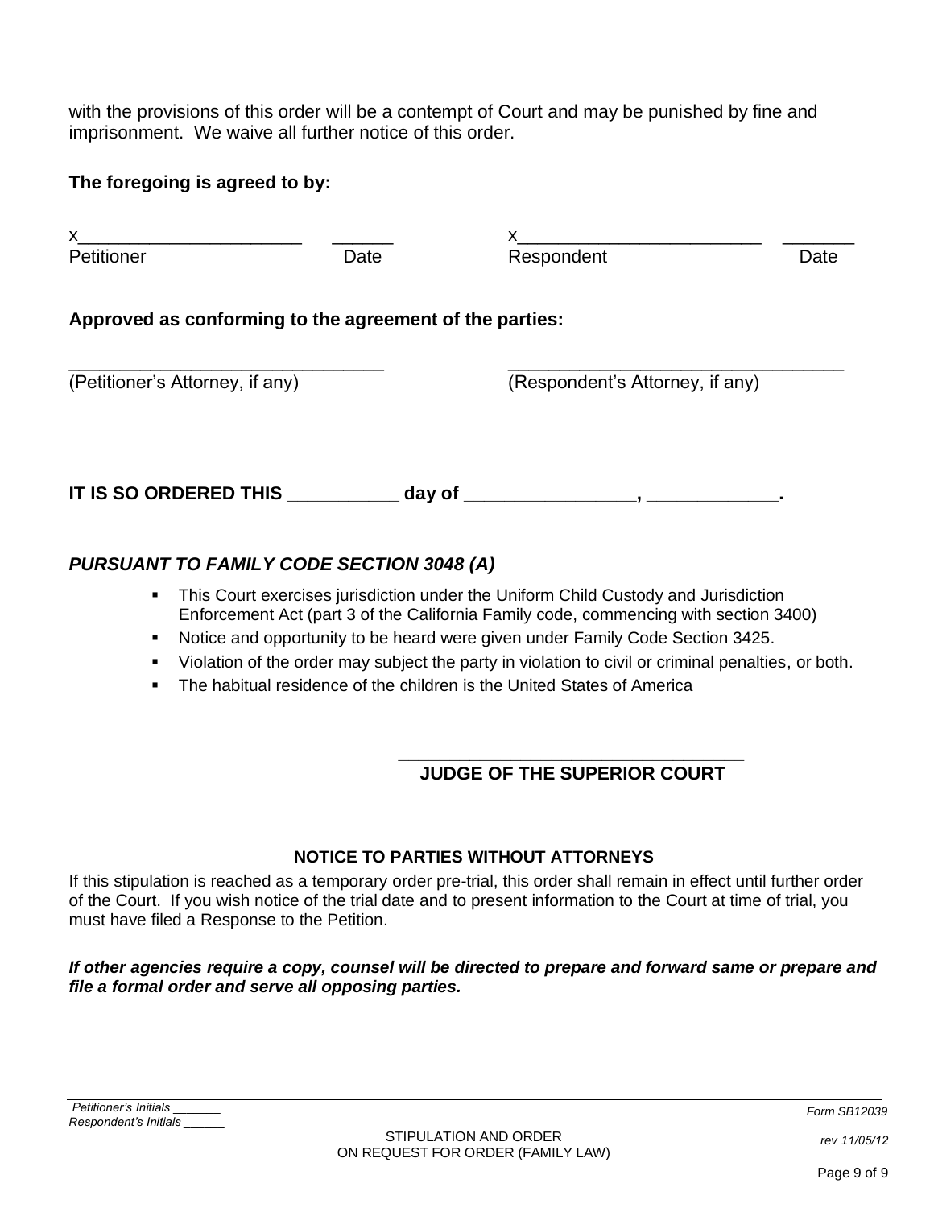with the provisions of this order will be a contempt of Court and may be punished by fine and imprisonment. We waive all further notice of this order.

**The foregoing is agreed to by:**

| | | | |
|---|---|---|---|
| x______________________ | ______ | x________________________ | _______ |
| Petitioner | Date | Respondent | Date |

**Approved as conforming to the agreement of the parties:**

| | |
|---|---|
| ______________________________ | ________________________________ |
| (Petitioner's Attorney, if any) | (Respondent's Attorney, if any) |

**IT IS SO ORDERED THIS ___________ day of _________________, _____________.**

***PURSUANT TO FAMILY CODE SECTION 3048 (A)***

- This Court exercises jurisdiction under the Uniform Child Custody and Jurisdiction Enforcement Act (part 3 of the California Family code, commencing with section 3400)
- Notice and opportunity to be heard were given under Family Code Section 3425.
- Violation of the order may subject the party in violation to civil or criminal penalties, or both.
- The habitual residence of the children is the United States of America

_________________________________

**JUDGE OF THE SUPERIOR COURT**

**NOTICE TO PARTIES WITHOUT ATTORNEYS**

If this stipulation is reached as a temporary order pre-trial, this order shall remain in effect until further order of the Court. If you wish notice of the trial date and to present information to the Court at time of trial, you must have filed a Response to the Petition.

***If other agencies require a copy, counsel will be directed to prepare and forward same or prepare and file a formal order and serve all opposing parties.***

*Petitioner's Initials _______*
*Respondent's Initials ______*

STIPULATION AND ORDER
ON REQUEST FOR ORDER (FAMILY LAW)

*Form SB12039*

*rev 11/05/12*